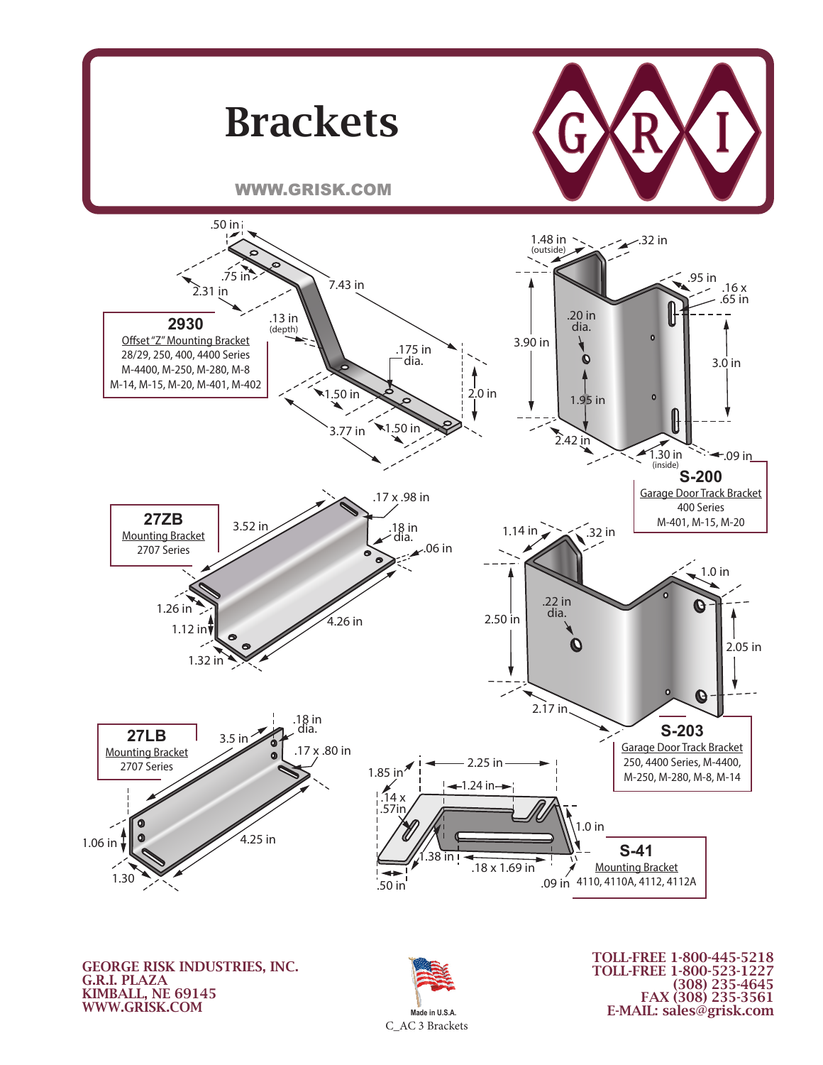# Brackets

WWW.GRISK.COM

**2930**
Offset "Z" Mounting Bracket
28/29, 250, 400, 4400 Series
M-4400, M-250, M-280, M-8
M-14, M-15, M-20, M-401, M-402

.50 in | .75 in | 2.31 in | 7.43 in | .13 in (depth) | .175 in dia. | 2.0 in | 1.50 in | 1.50 in | 3.77 in

**S-200**
Garage Door Track Bracket
400 Series
M-401, M-15, M-20

1.48 in (outside) | .32 in | .95 in | .16 x .65 in | .20 in dia. | 3.90 in | 3.0 in | 1.95 in | 2.42 in | 1.30 in (inside) | .09 in

**27ZB**
Mounting Bracket
2707 Series

3.52 in | .17 x .98 in | .18 in dia. | .06 in | 1.26 in | 1.12 in | 4.26 in | 1.32 in

**S-203**
Garage Door Track Bracket
250, 4400 Series, M-4400,
M-250, M-280, M-8, M-14

1.14 in | .32 in | 1.0 in | .22 in dia. | 2.50 in | 2.05 in | 2.17 in

**27LB**
Mounting Bracket
2707 Series

3.5 in | .18 in dia. | .17 x .80 in | 1.06 in | 4.25 in | 1.30

**S-41**
Mounting Bracket
4110, 4110A, 4112, 4112A

1.85 in | 2.25 in | 1.24 in | .14 x .57in | 1.0 in | 1.38 in | .18 x 1.69 in | .50 in | .09 in

GEORGE RISK INDUSTRIES, INC.
G.R.I. PLAZA
KIMBALL, NE 69145
WWW.GRISK.COM

Made in U.S.A.

C_AC 3 Brackets

TOLL-FREE 1-800-445-5218
TOLL-FREE 1-800-523-1227
(308) 235-4645
FAX (308) 235-3561
E-MAIL: sales@grisk.com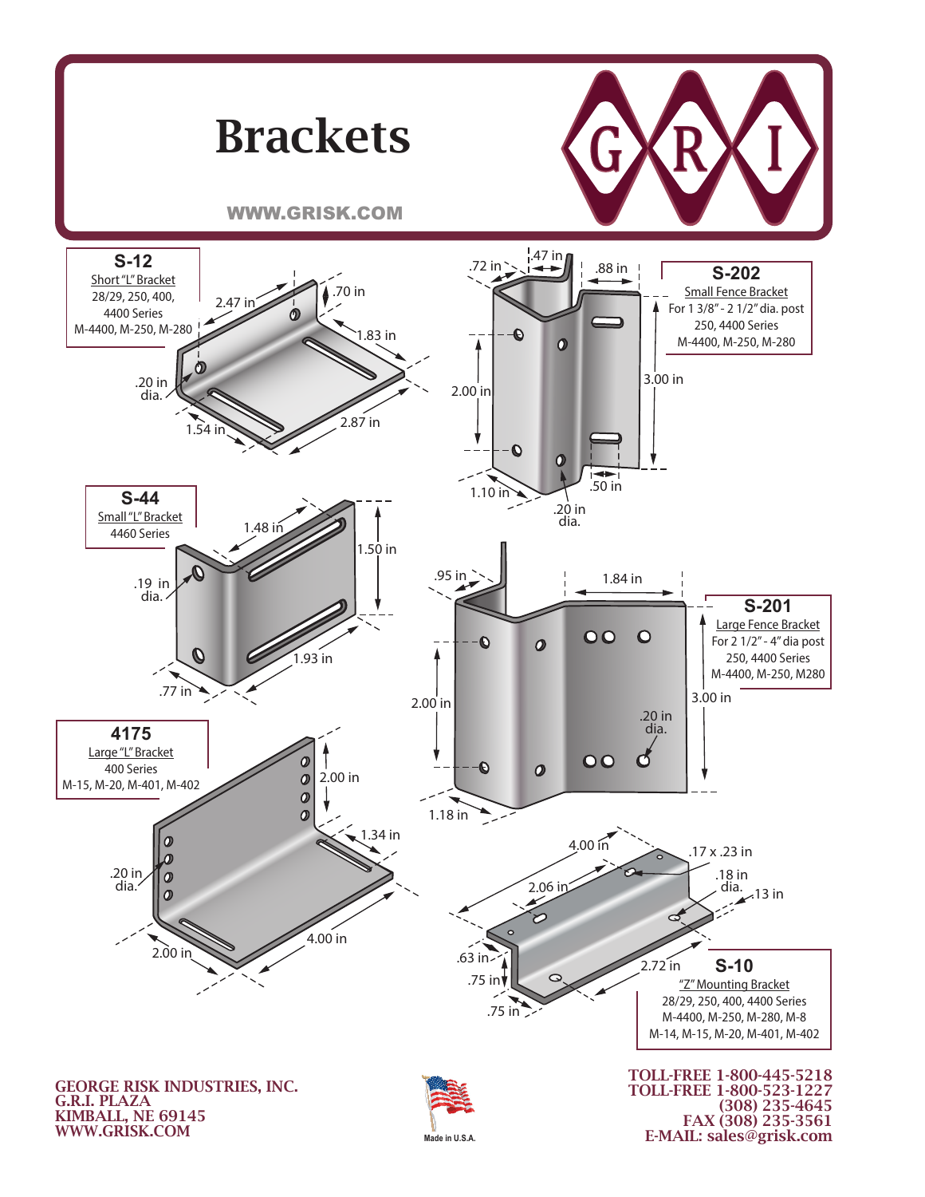# Brackets

WWW.GRISK.COM

## S-12

Short "L" Bracket
28/29, 250, 400, 4400 Series
M-4400, M-250, M-280

2.47 in
.70 in
1.83 in
.20 in dia.
1.54 in
2.87 in

## S-202

Small Fence Bracket
For 1 3/8" - 2 1/2" dia. post
250, 4400 Series
M-4400, M-250, M-280

.72 in
.47 in
.88 in
2.00 in
3.00 in
1.10 in
.50 in
.20 in dia.

## S-44

Small "L" Bracket
4460 Series

1.48 in
1.50 in
.19 in dia.
1.93 in
.77 in

## S-201

Large Fence Bracket
For 2 1/2" - 4" dia post
250, 4400 Series
M-4400, M-250, M280

.95 in
1.84 in
2.00 in
3.00 in
.20 in dia.
1.18 in

## 4175

Large "L" Bracket
400 Series
M-15, M-20, M-401, M-402

2.00 in
1.34 in
.20 in dia.
4.00 in
2.00 in

## S-10

"Z" Mounting Bracket
28/29, 250, 400, 4400 Series
M-4400, M-250, M-280, M-8
M-14, M-15, M-20, M-401, M-402

4.00 in
.17 x .23 in
.18 in dia.
.13 in
2.06 in
.63 in
.75 in
.75 in
2.72 in

GEORGE RISK INDUSTRIES, INC.
G.R.I. PLAZA
KIMBALL, NE 69145
WWW.GRISK.COM

Made in U.S.A.

TOLL-FREE 1-800-445-5218
TOLL-FREE 1-800-523-1227
(308) 235-4645
FAX (308) 235-3561
E-MAIL: sales@grisk.com